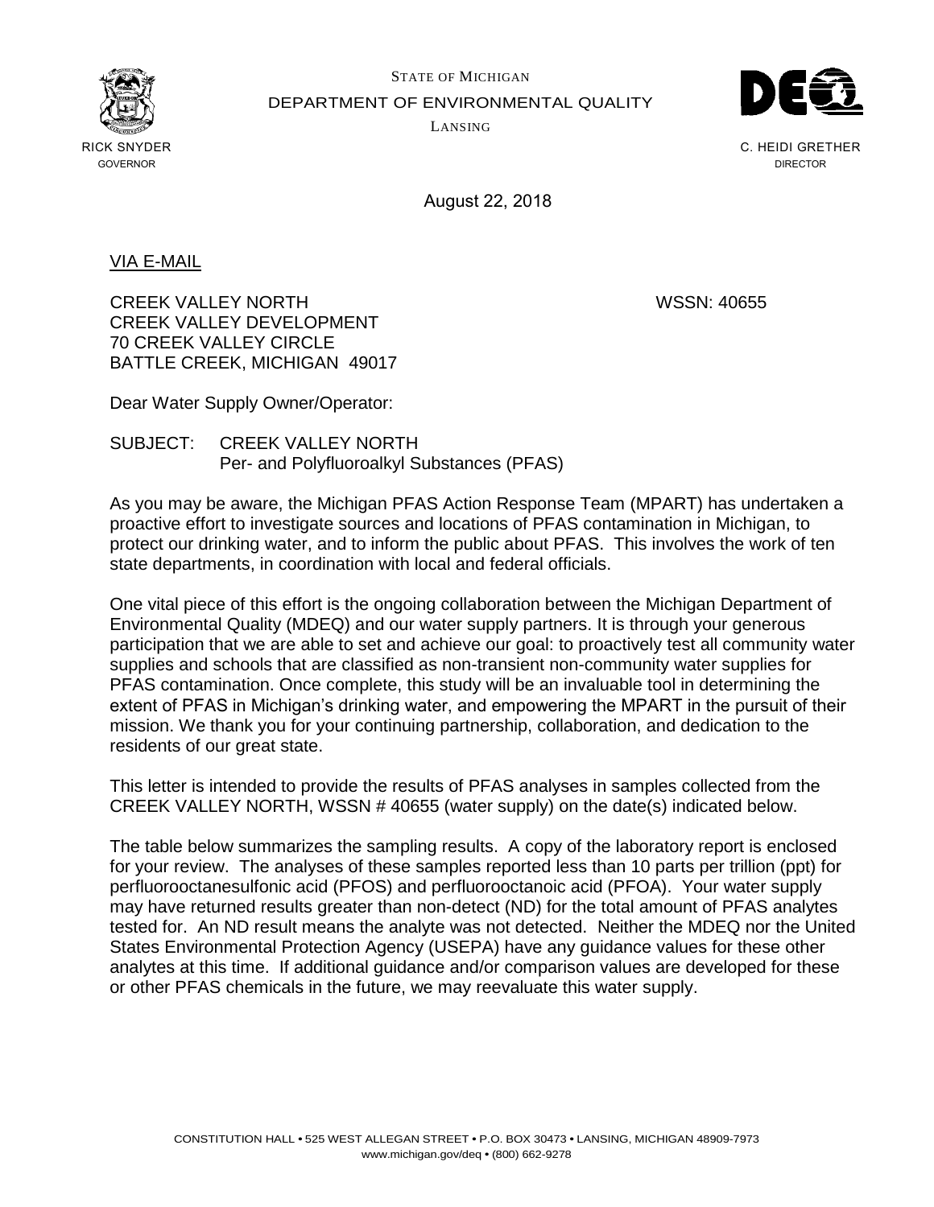STATE OF MICHIGAN

DEPARTMENT OF ENVIRONMENTAL QUALITY

LANSING

RICK SNYDER
GOVERNOR

C. HEIDI GRETHER
DIRECTOR

August 22, 2018

VIA E-MAIL

CREEK VALLEY NORTH
CREEK VALLEY DEVELOPMENT
70 CREEK VALLEY CIRCLE
BATTLE CREEK, MICHIGAN 49017

WSSN: 40655

Dear Water Supply Owner/Operator:

SUBJECT: CREEK VALLEY NORTH
Per- and Polyfluoroalkyl Substances (PFAS)

As you may be aware, the Michigan PFAS Action Response Team (MPART) has undertaken a proactive effort to investigate sources and locations of PFAS contamination in Michigan, to protect our drinking water, and to inform the public about PFAS. This involves the work of ten state departments, in coordination with local and federal officials.

One vital piece of this effort is the ongoing collaboration between the Michigan Department of Environmental Quality (MDEQ) and our water supply partners. It is through your generous participation that we are able to set and achieve our goal: to proactively test all community water supplies and schools that are classified as non-transient non-community water supplies for PFAS contamination. Once complete, this study will be an invaluable tool in determining the extent of PFAS in Michigan's drinking water, and empowering the MPART in the pursuit of their mission. We thank you for your continuing partnership, collaboration, and dedication to the residents of our great state.

This letter is intended to provide the results of PFAS analyses in samples collected from the CREEK VALLEY NORTH, WSSN # 40655 (water supply) on the date(s) indicated below.

The table below summarizes the sampling results. A copy of the laboratory report is enclosed for your review. The analyses of these samples reported less than 10 parts per trillion (ppt) for perfluorooctanesulfonic acid (PFOS) and perfluorooctanoic acid (PFOA). Your water supply may have returned results greater than non-detect (ND) for the total amount of PFAS analytes tested for. An ND result means the analyte was not detected. Neither the MDEQ nor the United States Environmental Protection Agency (USEPA) have any guidance values for these other analytes at this time. If additional guidance and/or comparison values are developed for these or other PFAS chemicals in the future, we may reevaluate this water supply.

CONSTITUTION HALL • 525 WEST ALLEGAN STREET • P.O. BOX 30473 • LANSING, MICHIGAN 48909-7973
www.michigan.gov/deq • (800) 662-9278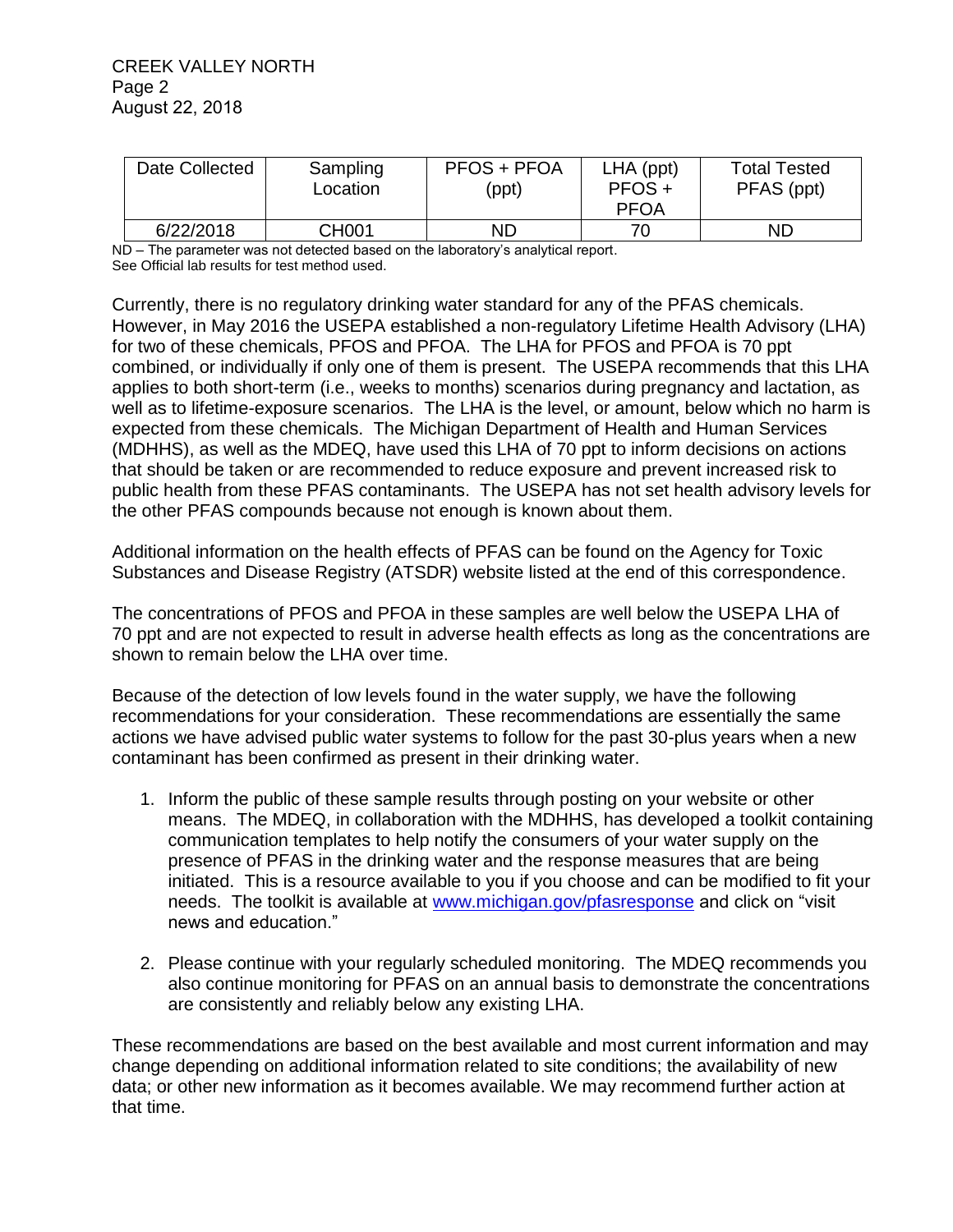| Date Collected | Sampling Location | PFOS + PFOA (ppt) | LHA (ppt) PFOS + PFOA | Total Tested PFAS (ppt) |
|---|---|---|---|---|
| 6/22/2018 | CH001 | ND | 70 | ND |

ND – The parameter was not detected based on the laboratory's analytical report.
See Official lab results for test method used.

Currently, there is no regulatory drinking water standard for any of the PFAS chemicals. However, in May 2016 the USEPA established a non-regulatory Lifetime Health Advisory (LHA) for two of these chemicals, PFOS and PFOA. The LHA for PFOS and PFOA is 70 ppt combined, or individually if only one of them is present. The USEPA recommends that this LHA applies to both short-term (i.e., weeks to months) scenarios during pregnancy and lactation, as well as to lifetime-exposure scenarios. The LHA is the level, or amount, below which no harm is expected from these chemicals. The Michigan Department of Health and Human Services (MDHHS), as well as the MDEQ, have used this LHA of 70 ppt to inform decisions on actions that should be taken or are recommended to reduce exposure and prevent increased risk to public health from these PFAS contaminants. The USEPA has not set health advisory levels for the other PFAS compounds because not enough is known about them.

Additional information on the health effects of PFAS can be found on the Agency for Toxic Substances and Disease Registry (ATSDR) website listed at the end of this correspondence.

The concentrations of PFOS and PFOA in these samples are well below the USEPA LHA of 70 ppt and are not expected to result in adverse health effects as long as the concentrations are shown to remain below the LHA over time.

Because of the detection of low levels found in the water supply, we have the following recommendations for your consideration. These recommendations are essentially the same actions we have advised public water systems to follow for the past 30-plus years when a new contaminant has been confirmed as present in their drinking water.

1. Inform the public of these sample results through posting on your website or other means. The MDEQ, in collaboration with the MDHHS, has developed a toolkit containing communication templates to help notify the consumers of your water supply on the presence of PFAS in the drinking water and the response measures that are being initiated. This is a resource available to you if you choose and can be modified to fit your needs. The toolkit is available at [www.michigan.gov/pfasresponse](http://www.michigan.gov/pfasresponse) and click on "visit news and education."

2. Please continue with your regularly scheduled monitoring. The MDEQ recommends you also continue monitoring for PFAS on an annual basis to demonstrate the concentrations are consistently and reliably below any existing LHA.

These recommendations are based on the best available and most current information and may change depending on additional information related to site conditions; the availability of new data; or other new information as it becomes available. We may recommend further action at that time.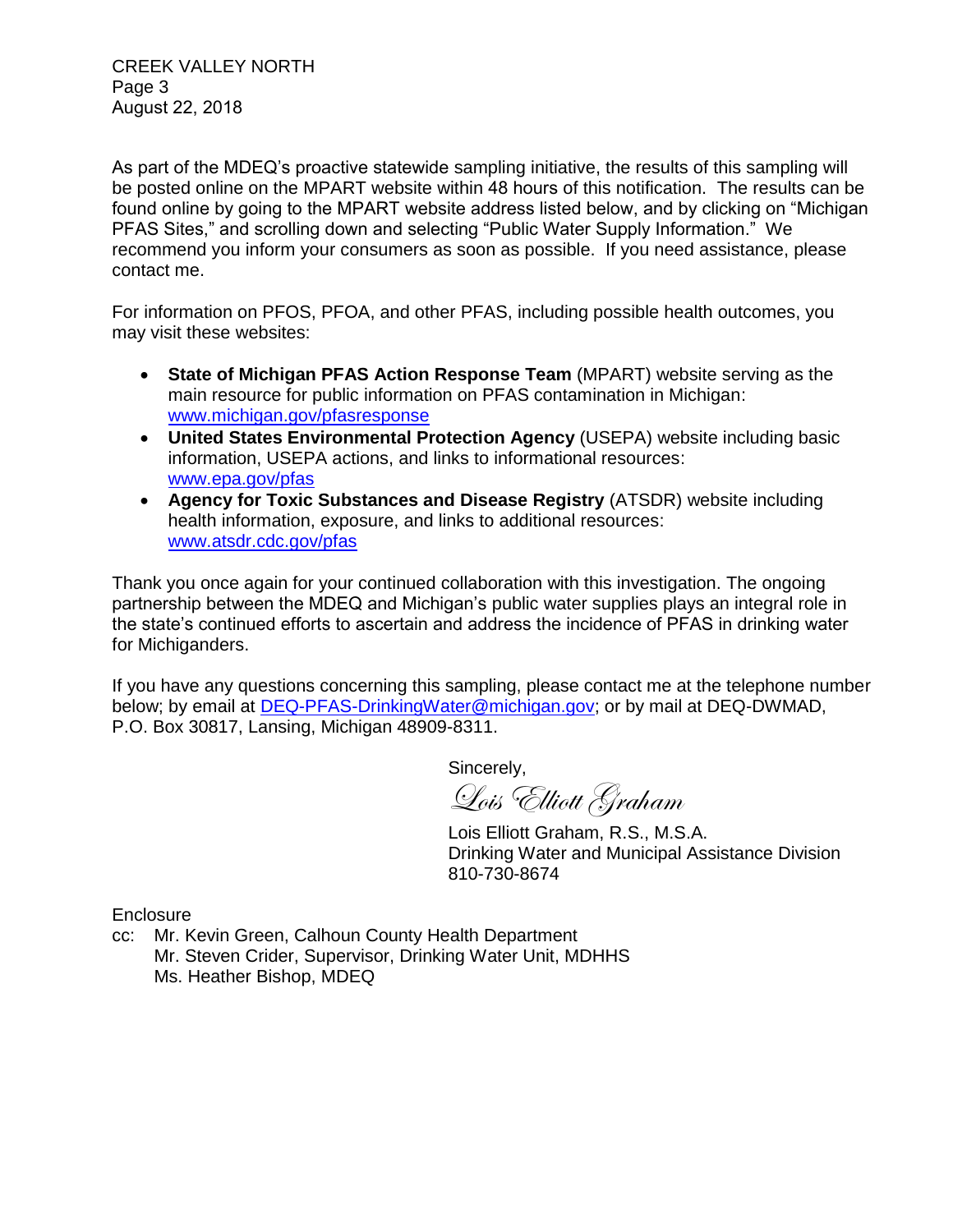As part of the MDEQ's proactive statewide sampling initiative, the results of this sampling will be posted online on the MPART website within 48 hours of this notification. The results can be found online by going to the MPART website address listed below, and by clicking on "Michigan PFAS Sites," and scrolling down and selecting "Public Water Supply Information." We recommend you inform your consumers as soon as possible. If you need assistance, please contact me.

For information on PFOS, PFOA, and other PFAS, including possible health outcomes, you may visit these websites:

- **State of Michigan PFAS Action Response Team** (MPART) website serving as the main resource for public information on PFAS contamination in Michigan: www.michigan.gov/pfasresponse
- **United States Environmental Protection Agency** (USEPA) website including basic information, USEPA actions, and links to informational resources: www.epa.gov/pfas
- **Agency for Toxic Substances and Disease Registry** (ATSDR) website including health information, exposure, and links to additional resources: www.atsdr.cdc.gov/pfas

Thank you once again for your continued collaboration with this investigation. The ongoing partnership between the MDEQ and Michigan's public water supplies plays an integral role in the state's continued efforts to ascertain and address the incidence of PFAS in drinking water for Michiganders.

If you have any questions concerning this sampling, please contact me at the telephone number below; by email at DEQ-PFAS-DrinkingWater@michigan.gov; or by mail at DEQ-DWMAD, P.O. Box 30817, Lansing, Michigan 48909-8311.

Sincerely,

*Lois Elliott Graham*

Lois Elliott Graham, R.S., M.S.A.
Drinking Water and Municipal Assistance Division
810-730-8674

Enclosure

cc: Mr. Kevin Green, Calhoun County Health Department
Mr. Steven Crider, Supervisor, Drinking Water Unit, MDHHS
Ms. Heather Bishop, MDEQ